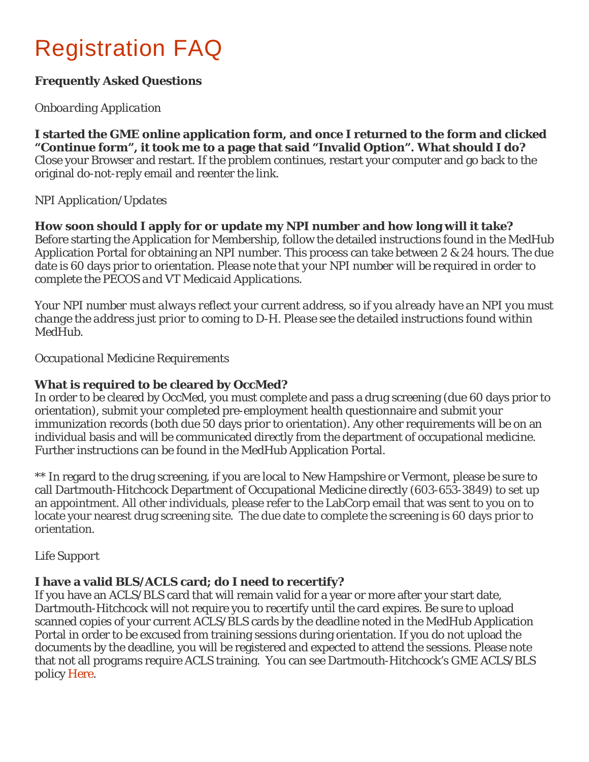# Registration FAQ

**Frequently Asked Questions**

*Onboarding Application*

**I started the GME online application form, and once I returned to the form and clicked "Continue form", it took me to a page that said "Invalid Option". What should I do?**
Close your Browser and restart. If the problem continues, restart your computer and go back to the original do-not-reply email and reenter the link.

*NPI Application/Updates*

**How soon should I apply for or update my NPI number and how long will it take?**
Before starting the Application for Membership, follow the detailed instructions found in the MedHub Application Portal for obtaining an NPI number. This process can take between 2 & 24 hours. The due date is 60 days prior to orientation. *Please note that your NPI number will be required in order to complete the PECOS and VT Medicaid Applications.*

*Your NPI number must always reflect your current address, so if you already have an NPI you must change the address just prior to coming to D-H. Please see the detailed instructions found within MedHub.*

*Occupational Medicine Requirements*

**What is required to be cleared by OccMed?**
In order to be cleared by OccMed, you must complete and pass a drug screening (due 60 days prior to orientation), submit your completed pre-employment health questionnaire and submit your immunization records (both due 50 days prior to orientation). Any other requirements will be on an individual basis and will be communicated directly from the department of occupational medicine. Further instructions can be found in the MedHub Application Portal.

** In regard to the drug screening, if you are local to New Hampshire or Vermont, please be sure to call Dartmouth-Hitchcock Department of Occupational Medicine directly (603-653-3849) to set up an appointment. All other individuals, please refer to the LabCorp email that was sent to you on to locate your nearest drug screening site. The due date to complete the screening is 60 days prior to orientation.

*Life Support*

**I have a valid BLS/ACLS card; do I need to recertify?**
If you have an ACLS/BLS card that will remain valid for a year or more after your start date, Dartmouth-Hitchcock will not require you to recertify until the card expires. Be sure to upload scanned copies of your current ACLS/BLS cards by the deadline noted in the MedHub Application Portal in order to be excused from training sessions during orientation. If you do not upload the documents by the deadline, you will be registered and expected to attend the sessions. Please note that not all programs require ACLS training. You can see Dartmouth-Hitchcock's GME ACLS/BLS policy Here.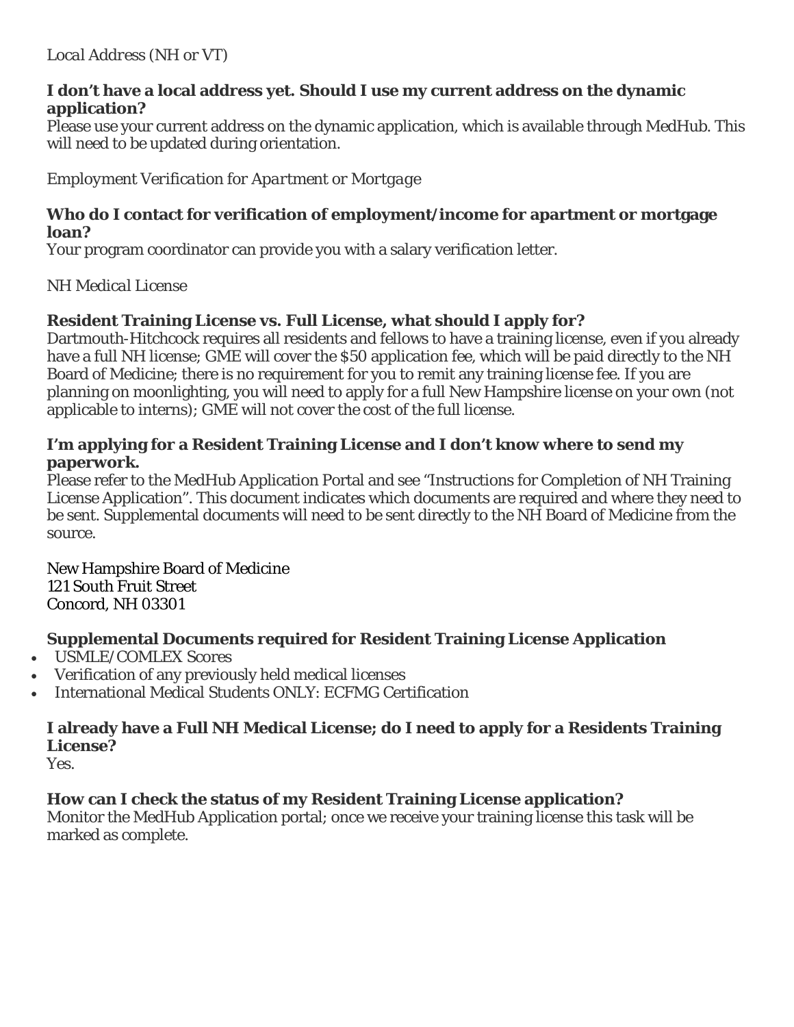*Local Address (NH or VT)*

**I don't have a local address yet. Should I use my current address on the dynamic application?**

Please use your current address on the dynamic application, which is available through MedHub. This will need to be updated during orientation.

*Employment Verification for Apartment or Mortgage*

**Who do I contact for verification of employment/income for apartment or mortgage loan?**

Your program coordinator can provide you with a salary verification letter.

*NH Medical License*

**Resident Training License vs. Full License, what should I apply for?**

Dartmouth-Hitchcock requires all residents and fellows to have a training license, even if you already have a full NH license; GME will cover the $50 application fee, which will be paid directly to the NH Board of Medicine; there is no requirement for you to remit any training license fee. If you are planning on moonlighting, you will need to apply for a full New Hampshire license on your own (not applicable to interns); GME will not cover the cost of the full license.

**I'm applying for a Resident Training License and I don't know where to send my paperwork.**

Please refer to the MedHub Application Portal and see "Instructions for Completion of NH Training License Application". This document indicates which documents are required and where they need to be sent. Supplemental documents will need to be sent directly to the NH Board of Medicine from the source.

New Hampshire Board of Medicine
121 South Fruit Street
Concord, NH 03301

**Supplemental Documents required for Resident Training License Application**

- USMLE/COMLEX Scores
- Verification of any previously held medical licenses
- International Medical Students ONLY: ECFMG Certification

**I already have a Full NH Medical License; do I need to apply for a Residents Training License?**

Yes.

**How can I check the status of my Resident Training License application?**

Monitor the MedHub Application portal; once we receive your training license this task will be marked as complete.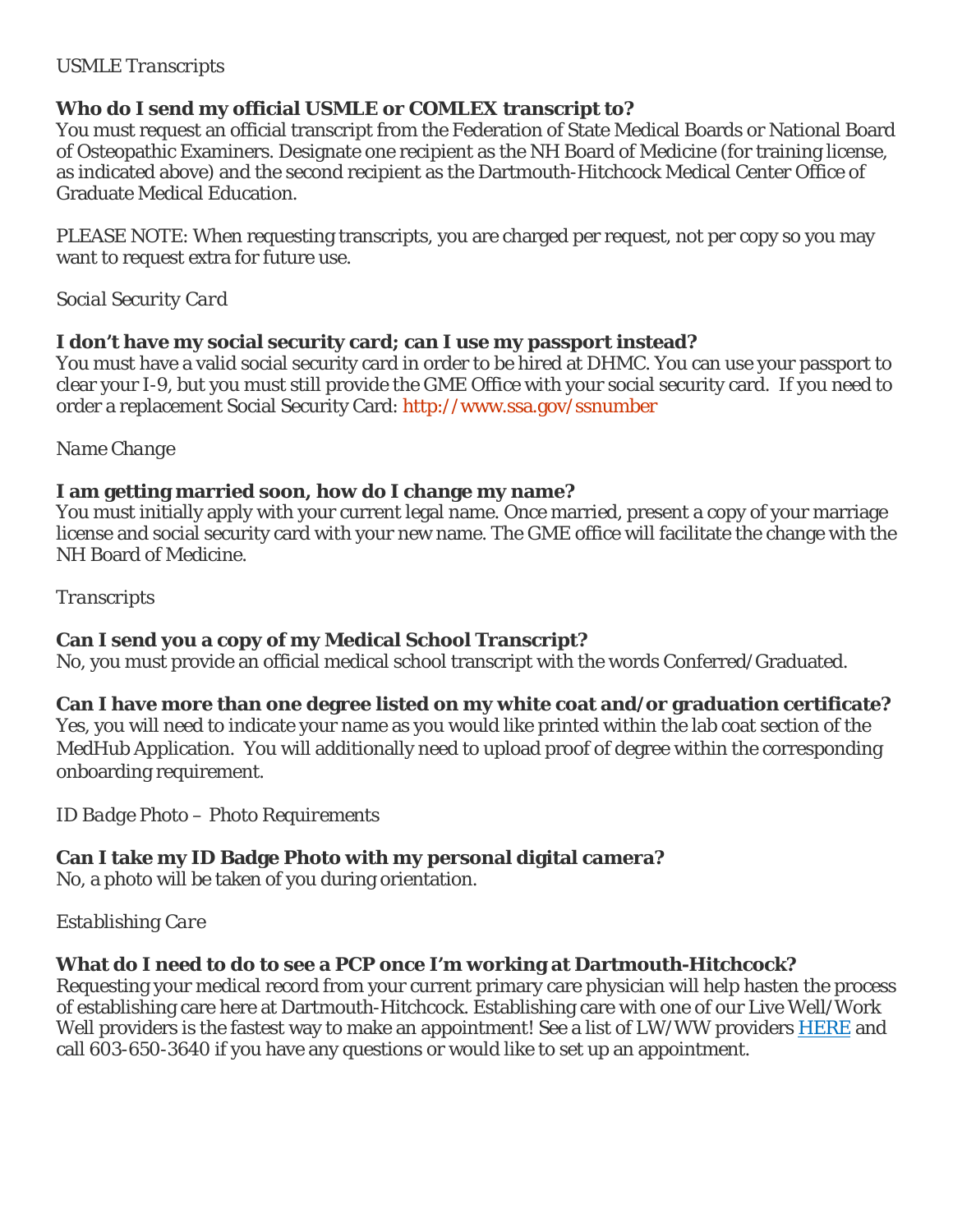*USMLE Transcripts*

**Who do I send my official USMLE or COMLEX transcript to?**
You must request an official transcript from the Federation of State Medical Boards or National Board of Osteopathic Examiners. Designate one recipient as the NH Board of Medicine (for training license, as indicated above) and the second recipient as the Dartmouth-Hitchcock Medical Center Office of Graduate Medical Education.

PLEASE NOTE: When requesting transcripts, you are charged per request, not per copy so you may want to request extra for future use.

*Social Security Card*

**I don't have my social security card; can I use my passport instead?**
You must have a valid social security card in order to be hired at DHMC. You can use your passport to clear your I-9, but you must still provide the GME Office with your social security card. If you need to order a replacement Social Security Card: http://www.ssa.gov/ssnumber

*Name Change*

**I am getting married soon, how do I change my name?**
You must initially apply with your current legal name. Once married, present a copy of your marriage license and social security card with your new name. The GME office will facilitate the change with the NH Board of Medicine.

*Transcripts*

**Can I send you a copy of my Medical School Transcript?**
No, you must provide an official medical school transcript with the words Conferred/Graduated.

**Can I have more than one degree listed on my white coat and/or graduation certificate?**
Yes, you will need to indicate your name as you would like printed within the lab coat section of the MedHub Application. You will additionally need to upload proof of degree within the corresponding onboarding requirement.

*ID Badge Photo – Photo Requirements*

**Can I take my ID Badge Photo with my personal digital camera?**
No, a photo will be taken of you during orientation.

*Establishing Care*

**What do I need to do to see a PCP once I'm working at Dartmouth-Hitchcock?**
Requesting your medical record from your current primary care physician will help hasten the process of establishing care here at Dartmouth-Hitchcock. Establishing care with one of our Live Well/Work Well providers is the fastest way to make an appointment! See a list of LW/WW providers HERE and call 603-650-3640 if you have any questions or would like to set up an appointment.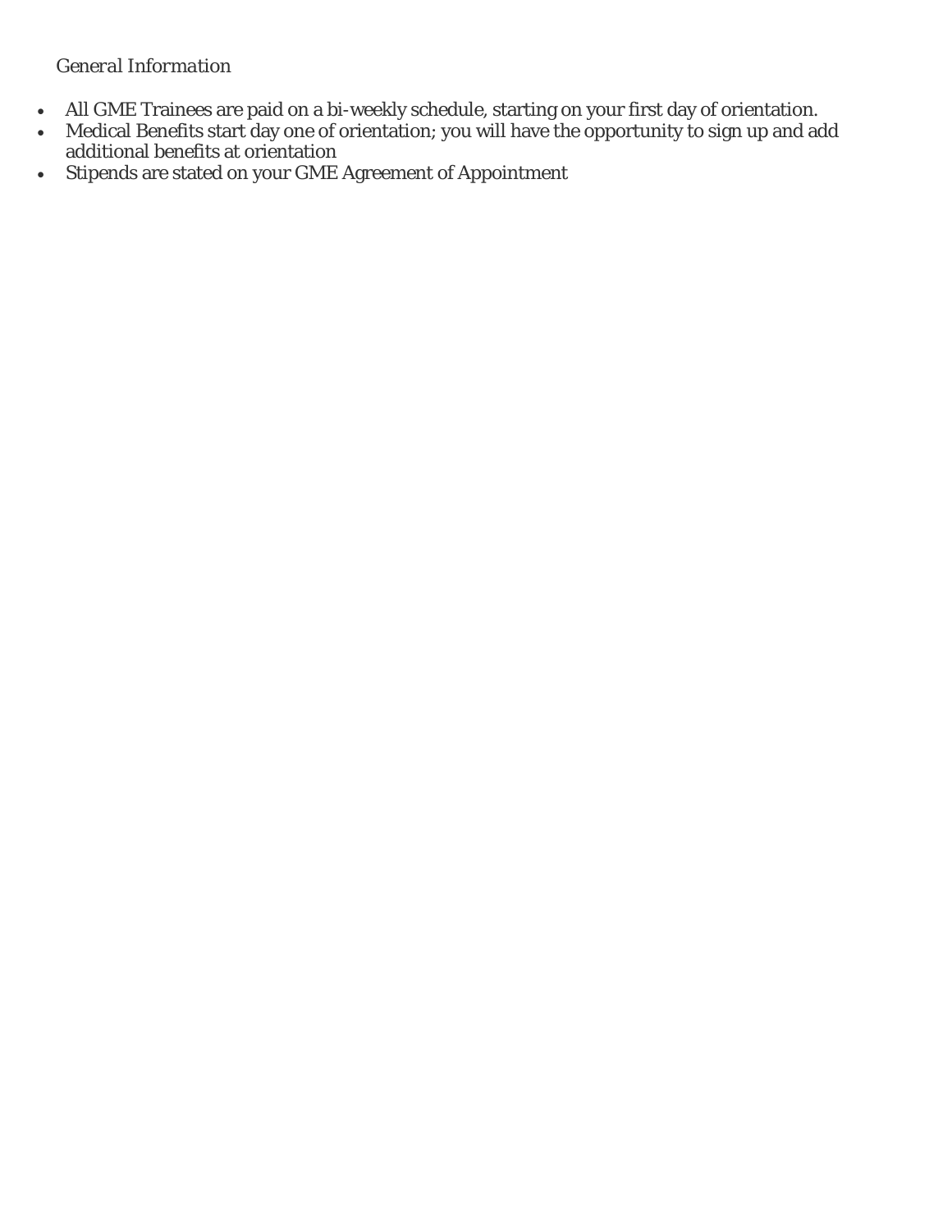*General Information*

- All GME Trainees are paid on a bi-weekly schedule, starting on your first day of orientation.
- Medical Benefits start day one of orientation; you will have the opportunity to sign up and add additional benefits at orientation
- Stipends are stated on your GME Agreement of Appointment